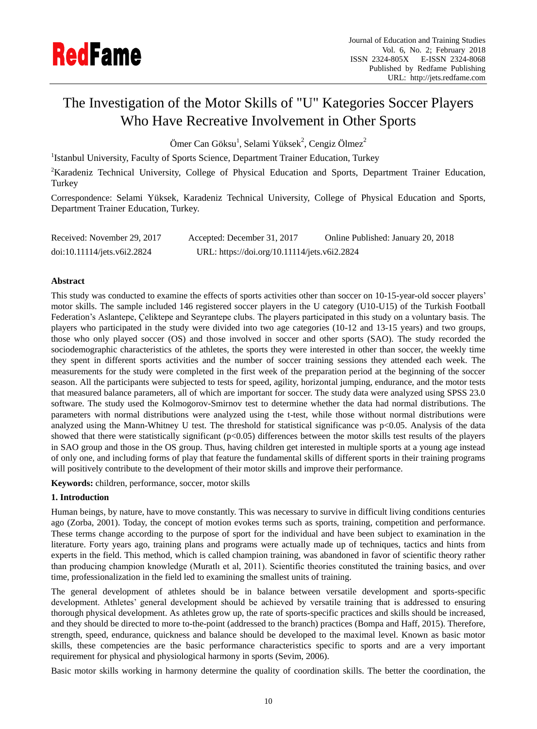# The Investigation of the Motor Skills of "U" Kategories Soccer Players Who Have Recreative Involvement in Other Sports

Ömer Can Göksu[1], Selami Yüksek[2], Cengiz Ölmez[2]

[1]Istanbul University, Faculty of Sports Science, Department Trainer Education, Turkey

[2]Karadeniz Technical University, College of Physical Education and Sports, Department Trainer Education, Turkey

Correspondence: Selami Yüksek, Karadeniz Technical University, College of Physical Education and Sports, Department Trainer Education, Turkey.

Received: November 29, 2017 Accepted: December 31, 2017 Online Published: January 20, 2018

doi:10.11114/jets.v6i2.2824 URL: https://doi.org/10.11114/jets.v6i2.2824

**Abstract**

This study was conducted to examine the effects of sports activities other than soccer on 10-15-year-old soccer players' motor skills. The sample included 146 registered soccer players in the U category (U10-U15) of the Turkish Football Federation's Aslantepe, Çeliktepe and Seyrantepe clubs. The players participated in this study on a voluntary basis. The players who participated in the study were divided into two age categories (10-12 and 13-15 years) and two groups, those who only played soccer (OS) and those involved in soccer and other sports (SAO). The study recorded the sociodemographic characteristics of the athletes, the sports they were interested in other than soccer, the weekly time they spent in different sports activities and the number of soccer training sessions they attended each week. The measurements for the study were completed in the first week of the preparation period at the beginning of the soccer season. All the participants were subjected to tests for speed, agility, horizontal jumping, endurance, and the motor tests that measured balance parameters, all of which are important for soccer. The study data were analyzed using SPSS 23.0 software. The study used the Kolmogorov-Smirnov test to determine whether the data had normal distributions. The parameters with normal distributions were analyzed using the t-test, while those without normal distributions were analyzed using the Mann-Whitney U test. The threshold for statistical significance was $p<0.05$. Analysis of the data showed that there were statistically significant ($p<0.05$) differences between the motor skills test results of the players in SAO group and those in the OS group. Thus, having children get interested in multiple sports at a young age instead of only one, and including forms of play that feature the fundamental skills of different sports in their training programs will positively contribute to the development of their motor skills and improve their performance.

**Keywords:** children, performance, soccer, motor skills

## 1. Introduction

Human beings, by nature, have to move constantly. This was necessary to survive in difficult living conditions centuries ago (Zorba, 2001). Today, the concept of motion evokes terms such as sports, training, competition and performance. These terms change according to the purpose of sport for the individual and have been subject to examination in the literature. Forty years ago, training plans and programs were actually made up of techniques, tactics and hints from experts in the field. This method, which is called champion training, was abandoned in favor of scientific theory rather than producing champion knowledge (Muratlı et al, 2011). Scientific theories constituted the training basics, and over time, professionalization in the field led to examining the smallest units of training.

The general development of athletes should be in balance between versatile development and sports-specific development. Athletes' general development should be achieved by versatile training that is addressed to ensuring thorough physical development. As athletes grow up, the rate of sports-specific practices and skills should be increased, and they should be directed to more to-the-point (addressed to the branch) practices (Bompa and Haff, 2015). Therefore, strength, speed, endurance, quickness and balance should be developed to the maximal level. Known as basic motor skills, these competencies are the basic performance characteristics specific to sports and are a very important requirement for physical and physiological harmony in sports (Sevim, 2006).

Basic motor skills working in harmony determine the quality of coordination skills. The better the coordination, the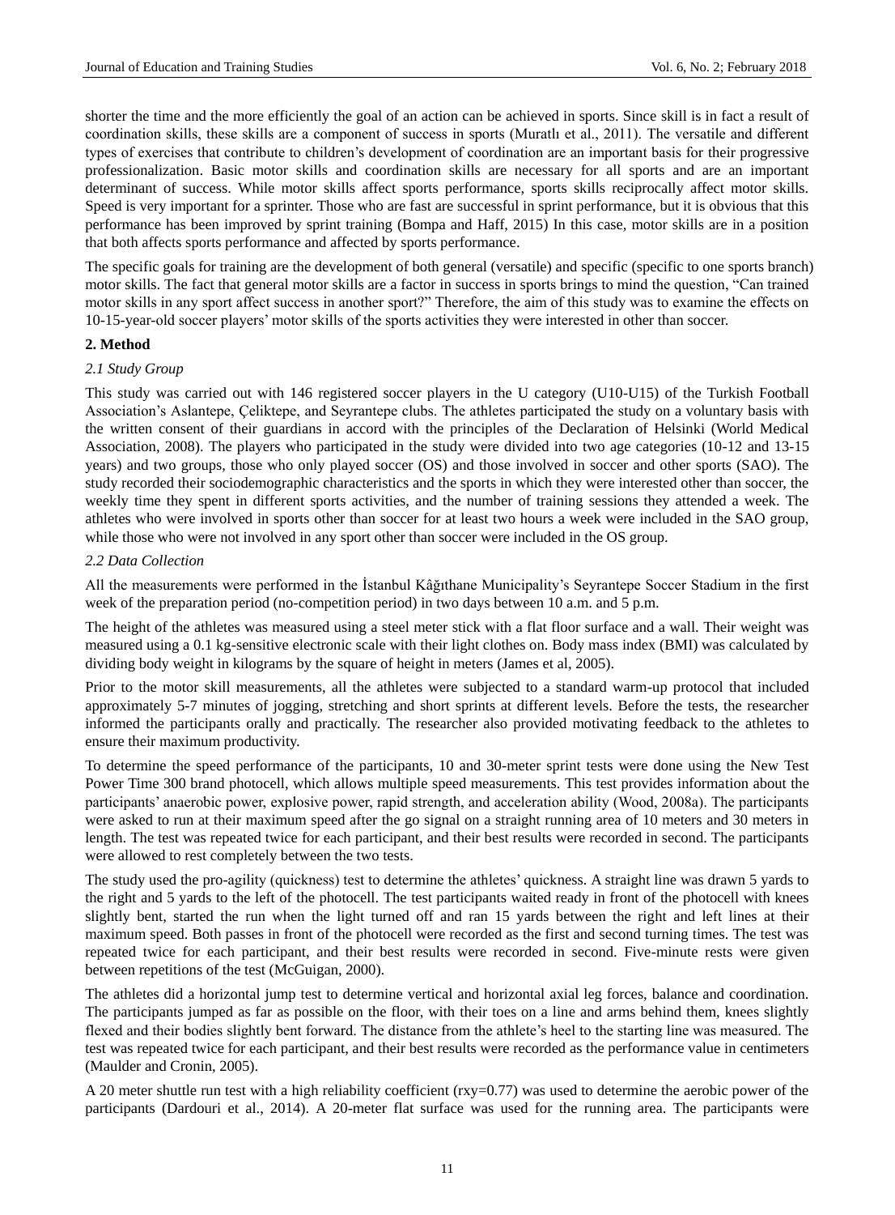shorter the time and the more efficiently the goal of an action can be achieved in sports. Since skill is in fact a result of coordination skills, these skills are a component of success in sports (Muratlı et al., 2011). The versatile and different types of exercises that contribute to children's development of coordination are an important basis for their progressive professionalization. Basic motor skills and coordination skills are necessary for all sports and are an important determinant of success. While motor skills affect sports performance, sports skills reciprocally affect motor skills. Speed is very important for a sprinter. Those who are fast are successful in sprint performance, but it is obvious that this performance has been improved by sprint training (Bompa and Haff, 2015) In this case, motor skills are in a position that both affects sports performance and affected by sports performance.

The specific goals for training are the development of both general (versatile) and specific (specific to one sports branch) motor skills. The fact that general motor skills are a factor in success in sports brings to mind the question, "Can trained motor skills in any sport affect success in another sport?" Therefore, the aim of this study was to examine the effects on 10-15-year-old soccer players' motor skills of the sports activities they were interested in other than soccer.

## 2. Method

### *2.1 Study Group*

This study was carried out with 146 registered soccer players in the U category (U10-U15) of the Turkish Football Association's Aslantepe, Çeliktepe, and Seyrantepe clubs. The athletes participated the study on a voluntary basis with the written consent of their guardians in accord with the principles of the Declaration of Helsinki (World Medical Association, 2008). The players who participated in the study were divided into two age categories (10-12 and 13-15 years) and two groups, those who only played soccer (OS) and those involved in soccer and other sports (SAO). The study recorded their sociodemographic characteristics and the sports in which they were interested other than soccer, the weekly time they spent in different sports activities, and the number of training sessions they attended a week. The athletes who were involved in sports other than soccer for at least two hours a week were included in the SAO group, while those who were not involved in any sport other than soccer were included in the OS group.

### *2.2 Data Collection*

All the measurements were performed in the İstanbul Kâğıthane Municipality's Seyrantepe Soccer Stadium in the first week of the preparation period (no-competition period) in two days between 10 a.m. and 5 p.m.

The height of the athletes was measured using a steel meter stick with a flat floor surface and a wall. Their weight was measured using a 0.1 kg-sensitive electronic scale with their light clothes on. Body mass index (BMI) was calculated by dividing body weight in kilograms by the square of height in meters (James et al, 2005).

Prior to the motor skill measurements, all the athletes were subjected to a standard warm-up protocol that included approximately 5-7 minutes of jogging, stretching and short sprints at different levels. Before the tests, the researcher informed the participants orally and practically. The researcher also provided motivating feedback to the athletes to ensure their maximum productivity.

To determine the speed performance of the participants, 10 and 30-meter sprint tests were done using the New Test Power Time 300 brand photocell, which allows multiple speed measurements. This test provides information about the participants' anaerobic power, explosive power, rapid strength, and acceleration ability (Wood, 2008a). The participants were asked to run at their maximum speed after the go signal on a straight running area of 10 meters and 30 meters in length. The test was repeated twice for each participant, and their best results were recorded in second. The participants were allowed to rest completely between the two tests.

The study used the pro-agility (quickness) test to determine the athletes' quickness. A straight line was drawn 5 yards to the right and 5 yards to the left of the photocell. The test participants waited ready in front of the photocell with knees slightly bent, started the run when the light turned off and ran 15 yards between the right and left lines at their maximum speed. Both passes in front of the photocell were recorded as the first and second turning times. The test was repeated twice for each participant, and their best results were recorded in second. Five-minute rests were given between repetitions of the test (McGuigan, 2000).

The athletes did a horizontal jump test to determine vertical and horizontal axial leg forces, balance and coordination. The participants jumped as far as possible on the floor, with their toes on a line and arms behind them, knees slightly flexed and their bodies slightly bent forward. The distance from the athlete's heel to the starting line was measured. The test was repeated twice for each participant, and their best results were recorded as the performance value in centimeters (Maulder and Cronin, 2005).

A 20 meter shuttle run test with a high reliability coefficient (rxy=0.77) was used to determine the aerobic power of the participants (Dardouri et al., 2014). A 20-meter flat surface was used for the running area. The participants were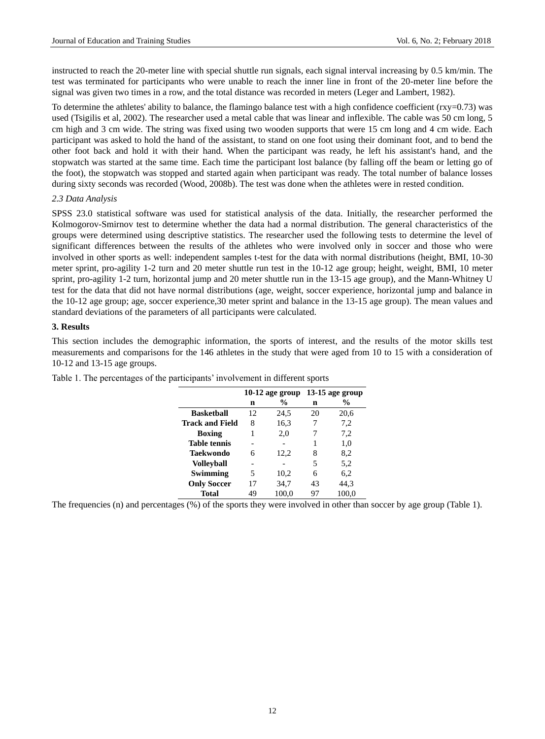instructed to reach the 20-meter line with special shuttle run signals, each signal interval increasing by 0.5 km/min. The test was terminated for participants who were unable to reach the inner line in front of the 20-meter line before the signal was given two times in a row, and the total distance was recorded in meters (Leger and Lambert, 1982).

To determine the athletes' ability to balance, the flamingo balance test with a high confidence coefficient (rxy=0.73) was used (Tsigilis et al, 2002). The researcher used a metal cable that was linear and inflexible. The cable was 50 cm long, 5 cm high and 3 cm wide. The string was fixed using two wooden supports that were 15 cm long and 4 cm wide. Each participant was asked to hold the hand of the assistant, to stand on one foot using their dominant foot, and to bend the other foot back and hold it with their hand. When the participant was ready, he left his assistant's hand, and the stopwatch was started at the same time. Each time the participant lost balance (by falling off the beam or letting go of the foot), the stopwatch was stopped and started again when participant was ready. The total number of balance losses during sixty seconds was recorded (Wood, 2008b). The test was done when the athletes were in rested condition.

### *2.3 Data Analysis*

SPSS 23.0 statistical software was used for statistical analysis of the data. Initially, the researcher performed the Kolmogorov-Smirnov test to determine whether the data had a normal distribution. The general characteristics of the groups were determined using descriptive statistics. The researcher used the following tests to determine the level of significant differences between the results of the athletes who were involved only in soccer and those who were involved in other sports as well: independent samples t-test for the data with normal distributions (height, BMI, 10-30 meter sprint, pro-agility 1-2 turn and 20 meter shuttle run test in the 10-12 age group; height, weight, BMI, 10 meter sprint, pro-agility 1-2 turn, horizontal jump and 20 meter shuttle run in the 13-15 age group), and the Mann-Whitney U test for the data that did not have normal distributions (age, weight, soccer experience, horizontal jump and balance in the 10-12 age group; age, soccer experience,30 meter sprint and balance in the 13-15 age group). The mean values and standard deviations of the parameters of all participants were calculated.

## 3. Results

This section includes the demographic information, the sports of interest, and the results of the motor skills test measurements and comparisons for the 146 athletes in the study that were aged from 10 to 15 with a consideration of 10-12 and 13-15 age groups.

Table 1. The percentages of the participants' involvement in different sports

| | 10-12 age group | | 13-15 age group | |
|---|---|---|---|---|
| | **n** | **%** | **n** | **%** |
| **Basketball** | 12 | 24,5 | 20 | 20,6 |
| **Track and Field** | 8 | 16,3 | 7 | 7,2 |
| **Boxing** | 1 | 2,0 | 7 | 7,2 |
| **Table tennis** | - | - | 1 | 1,0 |
| **Taekwondo** | 6 | 12,2 | 8 | 8,2 |
| **Volleyball** | - | - | 5 | 5,2 |
| **Swimming** | 5 | 10,2 | 6 | 6,2 |
| **Only Soccer** | 17 | 34,7 | 43 | 44,3 |
| **Total** | 49 | 100,0 | 97 | 100,0 |

The frequencies (n) and percentages (%) of the sports they were involved in other than soccer by age group (Table 1).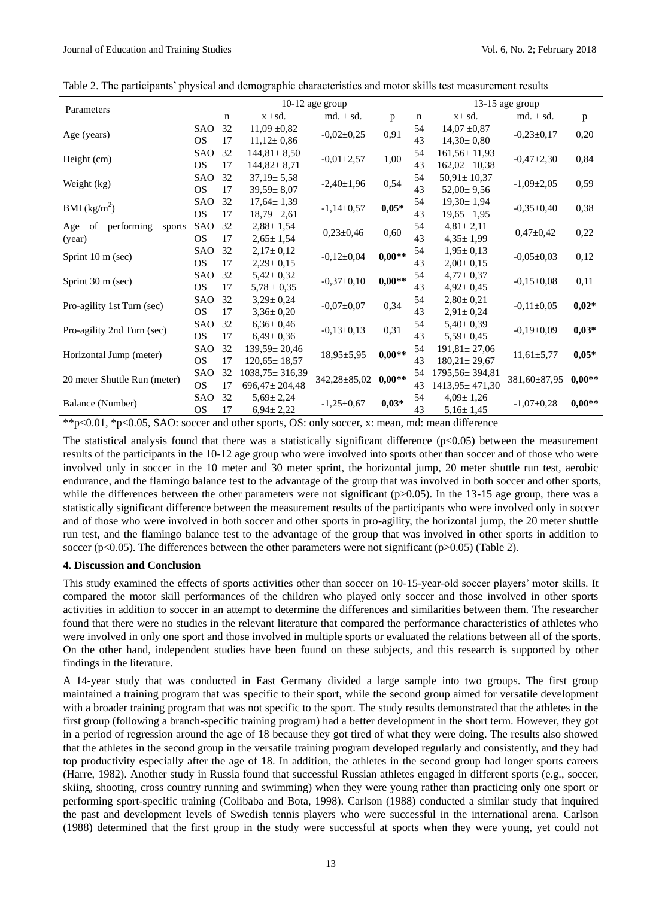Table 2. The participants' physical and demographic characteristics and motor skills test measurement results

| Parameters | | 10-12 age group | | | | 13-15 age group | | | |
|---|---|---|---|---|---|---|---|---|---|
| | | n | x ±sd. | md. ± sd. | p | n | x± sd. | md. ± sd. | p |
| Age (years) | SAO | 32 | 11,09 ±0,82 | -0,02±0,25 | 0,91 | 54 | 14,07 ±0,87 | -0,23±0,17 | 0,20 |
| | OS | 17 | 11,12± 0,86 | | | 43 | 14,30± 0,80 | | |
| Height (cm) | SAO | 32 | 144,81± 8,50 | -0,01±2,57 | 1,00 | 54 | 161,56± 11,93 | -0,47±2,30 | 0,84 |
| | OS | 17 | 144,82± 8,71 | | | 43 | 162,02± 10,38 | | |
| Weight (kg) | SAO | 32 | 37,19± 5,58 | -2,40±1,96 | 0,54 | 54 | 50,91± 10,37 | -1,09±2,05 | 0,59 |
| | OS | 17 | 39,59± 8,07 | | | 43 | 52,00± 9,56 | | |
| BMI (kg/m$^2$) | SAO | 32 | 17,64± 1,39 | -1,14±0,57 | **0,05*** | 54 | 19,30± 1,94 | -0,35±0,40 | 0,38 |
| | OS | 17 | 18,79± 2,61 | | | 43 | 19,65± 1,95 | | |
| Age of performing sports (year) | SAO | 32 | 2,88± 1,54 | 0,23±0,46 | 0,60 | 54 | 4,81± 2,11 | 0,47±0,42 | 0,22 |
| | OS | 17 | 2,65± 1,54 | | | 43 | 4,35± 1,99 | | |
| Sprint 10 m (sec) | SAO | 32 | 2,17± 0,12 | -0,12±0,04 | **0,00**** | 54 | 1,95± 0,13 | -0,05±0,03 | 0,12 |
| | OS | 17 | 2,29± 0,15 | | | 43 | 2,00± 0,15 | | |
| Sprint 30 m (sec) | SAO | 32 | 5,42± 0,32 | -0,37±0,10 | **0,00**** | 54 | 4,77± 0,37 | -0,15±0,08 | 0,11 |
| | OS | 17 | 5,78 ± 0,35 | | | 43 | 4,92± 0,45 | | |
| Pro-agility 1st Turn (sec) | SAO | 32 | 3,29± 0,24 | -0,07±0,07 | 0,34 | 54 | 2,80± 0,21 | -0,11±0,05 | **0,02*** |
| | OS | 17 | 3,36± 0,20 | | | 43 | 2,91± 0,24 | | |
| Pro-agility 2nd Turn (sec) | SAO | 32 | 6,36± 0,46 | -0,13±0,13 | 0,31 | 54 | 5,40± 0,39 | -0,19±0,09 | **0,03*** |
| | OS | 17 | 6,49± 0,36 | | | 43 | 5,59± 0,45 | | |
| Horizontal Jump (meter) | SAO | 32 | 139,59± 20,46 | 18,95±5,95 | **0,00**** | 54 | 191,81± 27,06 | 11,61±5,77 | **0,05*** |
| | OS | 17 | 120,65± 18,57 | | | 43 | 180,21± 29,67 | | |
| 20 meter Shuttle Run (meter) | SAO | 32 | 1038,75± 316,39 | 342,28±85,02 | **0,00**** | 54 | 1795,56± 394,81 | 381,60±87,95 | **0,00**** |
| | OS | 17 | 696,47± 204,48 | | | 43 | 1413,95± 471,30 | | |
| Balance (Number) | SAO | 32 | 5,69± 2,24 | -1,25±0,67 | **0,03*** | 54 | 4,09± 1,26 | -1,07±0,28 | **0,00**** |
| | OS | 17 | 6,94± 2,22 | | | 43 | 5,16± 1,45 | | |

**p<0.01, *p<0.05, SAO: soccer and other sports, OS: only soccer, x: mean, md: mean difference

The statistical analysis found that there was a statistically significant difference ($p<0.05$) between the measurement results of the participants in the 10-12 age group who were involved into sports other than soccer and of those who were involved only in soccer in the 10 meter and 30 meter sprint, the horizontal jump, 20 meter shuttle run test, aerobic endurance, and the flamingo balance test to the advantage of the group that was involved in both soccer and other sports, while the differences between the other parameters were not significant ($p>0.05$). In the 13-15 age group, there was a statistically significant difference between the measurement results of the participants who were involved only in soccer and of those who were involved in both soccer and other sports in pro-agility, the horizontal jump, the 20 meter shuttle run test, and the flamingo balance test to the advantage of the group that was involved in other sports in addition to soccer ($p<0.05$). The differences between the other parameters were not significant ($p>0.05$) (Table 2).

### 4. Discussion and Conclusion

This study examined the effects of sports activities other than soccer on 10-15-year-old soccer players' motor skills. It compared the motor skill performances of the children who played only soccer and those involved in other sports activities in addition to soccer in an attempt to determine the differences and similarities between them. The researcher found that there were no studies in the relevant literature that compared the performance characteristics of athletes who were involved in only one sport and those involved in multiple sports or evaluated the relations between all of the sports. On the other hand, independent studies have been found on these subjects, and this research is supported by other findings in the literature.

A 14-year study that was conducted in East Germany divided a large sample into two groups. The first group maintained a training program that was specific to their sport, while the second group aimed for versatile development with a broader training program that was not specific to the sport. The study results demonstrated that the athletes in the first group (following a branch-specific training program) had a better development in the short term. However, they got in a period of regression around the age of 18 because they got tired of what they were doing. The results also showed that the athletes in the second group in the versatile training program developed regularly and consistently, and they had top productivity especially after the age of 18. In addition, the athletes in the second group had longer sports careers (Harre, 1982). Another study in Russia found that successful Russian athletes engaged in different sports (e.g., soccer, skiing, shooting, cross country running and swimming) when they were young rather than practicing only one sport or performing sport-specific training (Colibaba and Bota, 1998). Carlson (1988) conducted a similar study that inquired the past and development levels of Swedish tennis players who were successful in the international arena. Carlson (1988) determined that the first group in the study were successful at sports when they were young, yet could not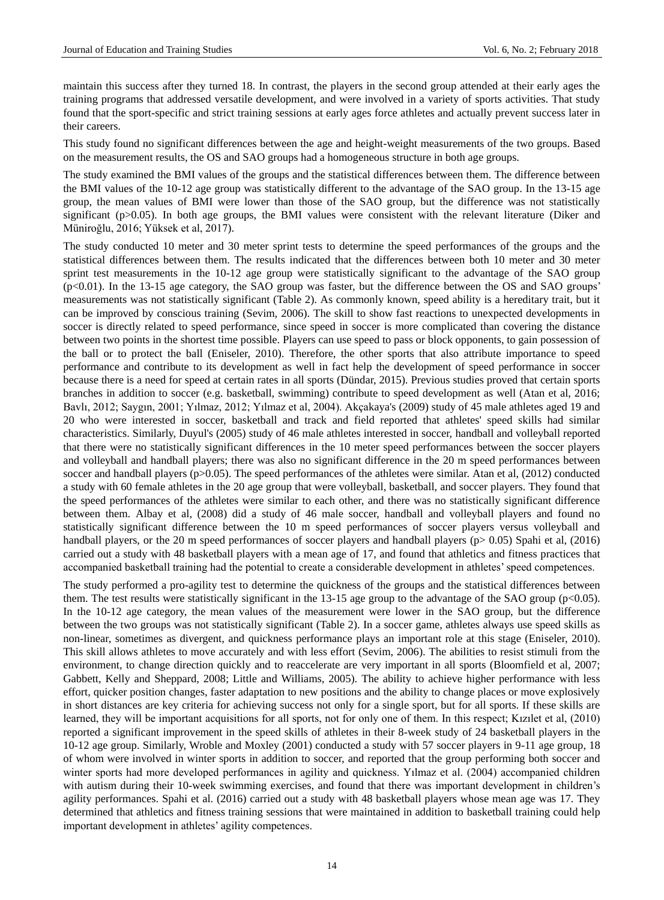maintain this success after they turned 18. In contrast, the players in the second group attended at their early ages the training programs that addressed versatile development, and were involved in a variety of sports activities. That study found that the sport-specific and strict training sessions at early ages force athletes and actually prevent success later in their careers.

This study found no significant differences between the age and height-weight measurements of the two groups. Based on the measurement results, the OS and SAO groups had a homogeneous structure in both age groups.

The study examined the BMI values of the groups and the statistical differences between them. The difference between the BMI values of the 10-12 age group was statistically different to the advantage of the SAO group. In the 13-15 age group, the mean values of BMI were lower than those of the SAO group, but the difference was not statistically significant ($p>0.05$). In both age groups, the BMI values were consistent with the relevant literature (Diker and Müniroğlu, 2016; Yüksek et al, 2017).

The study conducted 10 meter and 30 meter sprint tests to determine the speed performances of the groups and the statistical differences between them. The results indicated that the differences between both 10 meter and 30 meter sprint test measurements in the 10-12 age group were statistically significant to the advantage of the SAO group ($p<0.01$). In the 13-15 age category, the SAO group was faster, but the difference between the OS and SAO groups' measurements was not statistically significant (Table 2). As commonly known, speed ability is a hereditary trait, but it can be improved by conscious training (Sevim, 2006). The skill to show fast reactions to unexpected developments in soccer is directly related to speed performance, since speed in soccer is more complicated than covering the distance between two points in the shortest time possible. Players can use speed to pass or block opponents, to gain possession of the ball or to protect the ball (Eniseler, 2010). Therefore, the other sports that also attribute importance to speed performance and contribute to its development as well in fact help the development of speed performance in soccer because there is a need for speed at certain rates in all sports (Dündar, 2015). Previous studies proved that certain sports branches in addition to soccer (e.g. basketball, swimming) contribute to speed development as well (Atan et al, 2016; Bavlı, 2012; Saygın, 2001; Yılmaz, 2012; Yılmaz et al, 2004). Akçakaya's (2009) study of 45 male athletes aged 19 and 20 who were interested in soccer, basketball and track and field reported that athletes' speed skills had similar characteristics. Similarly, Duyul's (2005) study of 46 male athletes interested in soccer, handball and volleyball reported that there were no statistically significant differences in the 10 meter speed performances between the soccer players and volleyball and handball players; there was also no significant difference in the 20 m speed performances between soccer and handball players ($p>0.05$). The speed performances of the athletes were similar. Atan et al, (2012) conducted a study with 60 female athletes in the 20 age group that were volleyball, basketball, and soccer players. They found that the speed performances of the athletes were similar to each other, and there was no statistically significant difference between them. Albay et al, (2008) did a study of 46 male soccer, handball and volleyball players and found no statistically significant difference between the 10 m speed performances of soccer players versus volleyball and handball players, or the 20 m speed performances of soccer players and handball players ($p> 0.05$) Spahi et al, (2016) carried out a study with 48 basketball players with a mean age of 17, and found that athletics and fitness practices that accompanied basketball training had the potential to create a considerable development in athletes' speed competences.

The study performed a pro-agility test to determine the quickness of the groups and the statistical differences between them. The test results were statistically significant in the 13-15 age group to the advantage of the SAO group ($p<0.05$). In the 10-12 age category, the mean values of the measurement were lower in the SAO group, but the difference between the two groups was not statistically significant (Table 2). In a soccer game, athletes always use speed skills as non-linear, sometimes as divergent, and quickness performance plays an important role at this stage (Eniseler, 2010). This skill allows athletes to move accurately and with less effort (Sevim, 2006). The abilities to resist stimuli from the environment, to change direction quickly and to reaccelerate are very important in all sports (Bloomfield et al, 2007; Gabbett, Kelly and Sheppard, 2008; Little and Williams, 2005). The ability to achieve higher performance with less effort, quicker position changes, faster adaptation to new positions and the ability to change places or move explosively in short distances are key criteria for achieving success not only for a single sport, but for all sports. If these skills are learned, they will be important acquisitions for all sports, not for only one of them. In this respect; Kızılet et al, (2010) reported a significant improvement in the speed skills of athletes in their 8-week study of 24 basketball players in the 10-12 age group. Similarly, Wroble and Moxley (2001) conducted a study with 57 soccer players in 9-11 age group, 18 of whom were involved in winter sports in addition to soccer, and reported that the group performing both soccer and winter sports had more developed performances in agility and quickness. Yılmaz et al. (2004) accompanied children with autism during their 10-week swimming exercises, and found that there was important development in children's agility performances. Spahi et al. (2016) carried out a study with 48 basketball players whose mean age was 17. They determined that athletics and fitness training sessions that were maintained in addition to basketball training could help important development in athletes' agility competences.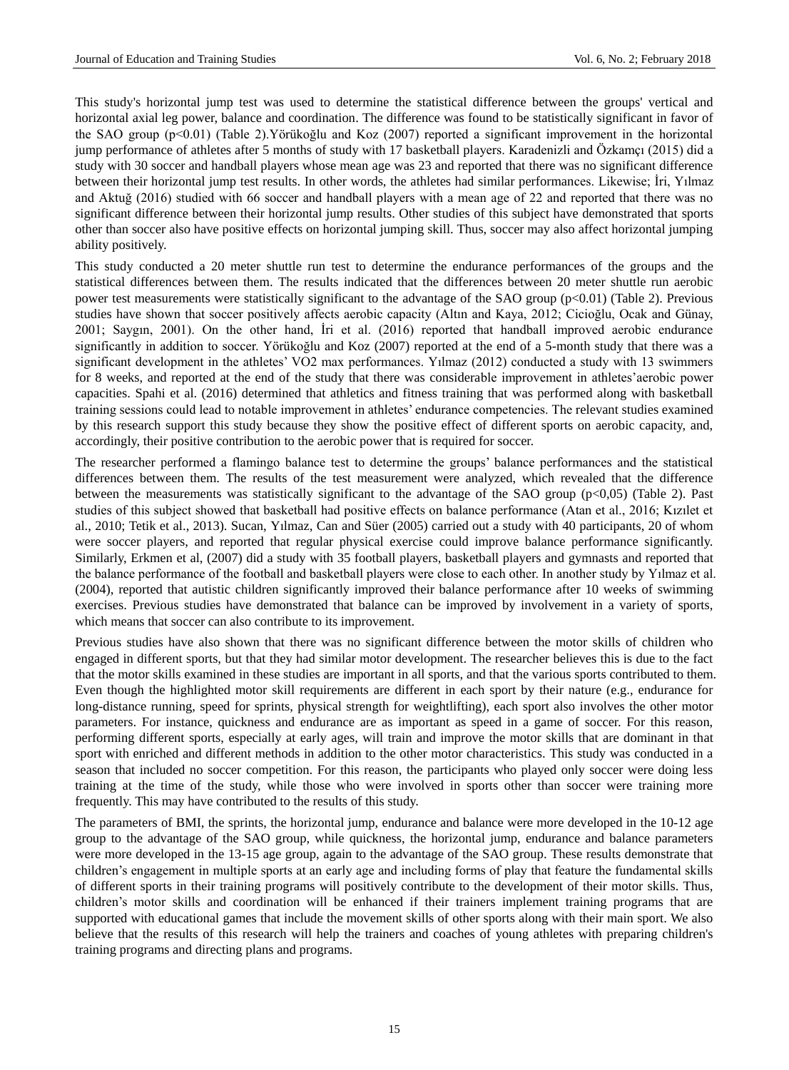This study's horizontal jump test was used to determine the statistical difference between the groups' vertical and horizontal axial leg power, balance and coordination. The difference was found to be statistically significant in favor of the SAO group ($p<0.01$) (Table 2).Yörükoğlu and Koz (2007) reported a significant improvement in the horizontal jump performance of athletes after 5 months of study with 17 basketball players. Karadenizli and Özkamçı (2015) did a study with 30 soccer and handball players whose mean age was 23 and reported that there was no significant difference between their horizontal jump test results. In other words, the athletes had similar performances. Likewise; İri, Yılmaz and Aktuğ (2016) studied with 66 soccer and handball players with a mean age of 22 and reported that there was no significant difference between their horizontal jump results. Other studies of this subject have demonstrated that sports other than soccer also have positive effects on horizontal jumping skill. Thus, soccer may also affect horizontal jumping ability positively.

This study conducted a 20 meter shuttle run test to determine the endurance performances of the groups and the statistical differences between them. The results indicated that the differences between 20 meter shuttle run aerobic power test measurements were statistically significant to the advantage of the SAO group ($p<0.01$) (Table 2). Previous studies have shown that soccer positively affects aerobic capacity (Altın and Kaya, 2012; Cicioğlu, Ocak and Günay, 2001; Saygın, 2001). On the other hand, İri et al. (2016) reported that handball improved aerobic endurance significantly in addition to soccer. Yörükoğlu and Koz (2007) reported at the end of a 5-month study that there was a significant development in the athletes' VO2 max performances. Yılmaz (2012) conducted a study with 13 swimmers for 8 weeks, and reported at the end of the study that there was considerable improvement in athletes'aerobic power capacities. Spahi et al. (2016) determined that athletics and fitness training that was performed along with basketball training sessions could lead to notable improvement in athletes' endurance competencies. The relevant studies examined by this research support this study because they show the positive effect of different sports on aerobic capacity, and, accordingly, their positive contribution to the aerobic power that is required for soccer.

The researcher performed a flamingo balance test to determine the groups' balance performances and the statistical differences between them. The results of the test measurement were analyzed, which revealed that the difference between the measurements was statistically significant to the advantage of the SAO group ($p<0,05$) (Table 2). Past studies of this subject showed that basketball had positive effects on balance performance (Atan et al., 2016; Kızılet et al., 2010; Tetik et al., 2013). Sucan, Yılmaz, Can and Süer (2005) carried out a study with 40 participants, 20 of whom were soccer players, and reported that regular physical exercise could improve balance performance significantly. Similarly, Erkmen et al, (2007) did a study with 35 football players, basketball players and gymnasts and reported that the balance performance of the football and basketball players were close to each other. In another study by Yılmaz et al. (2004), reported that autistic children significantly improved their balance performance after 10 weeks of swimming exercises. Previous studies have demonstrated that balance can be improved by involvement in a variety of sports, which means that soccer can also contribute to its improvement.

Previous studies have also shown that there was no significant difference between the motor skills of children who engaged in different sports, but that they had similar motor development. The researcher believes this is due to the fact that the motor skills examined in these studies are important in all sports, and that the various sports contributed to them. Even though the highlighted motor skill requirements are different in each sport by their nature (e.g., endurance for long-distance running, speed for sprints, physical strength for weightlifting), each sport also involves the other motor parameters. For instance, quickness and endurance are as important as speed in a game of soccer. For this reason, performing different sports, especially at early ages, will train and improve the motor skills that are dominant in that sport with enriched and different methods in addition to the other motor characteristics. This study was conducted in a season that included no soccer competition. For this reason, the participants who played only soccer were doing less training at the time of the study, while those who were involved in sports other than soccer were training more frequently. This may have contributed to the results of this study.

The parameters of BMI, the sprints, the horizontal jump, endurance and balance were more developed in the 10-12 age group to the advantage of the SAO group, while quickness, the horizontal jump, endurance and balance parameters were more developed in the 13-15 age group, again to the advantage of the SAO group. These results demonstrate that children's engagement in multiple sports at an early age and including forms of play that feature the fundamental skills of different sports in their training programs will positively contribute to the development of their motor skills. Thus, children's motor skills and coordination will be enhanced if their trainers implement training programs that are supported with educational games that include the movement skills of other sports along with their main sport. We also believe that the results of this research will help the trainers and coaches of young athletes with preparing children's training programs and directing plans and programs.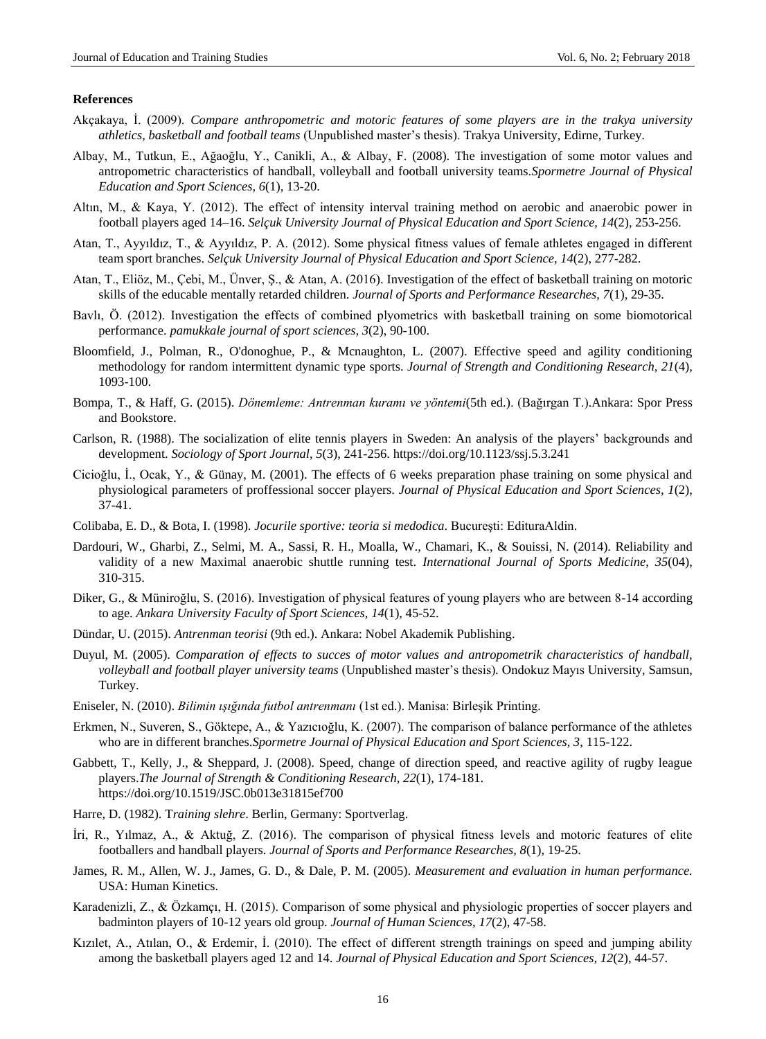**References**

Akçakaya, İ. (2009). *Compare anthropometric and motoric features of some players are in the trakya university athletics, basketball and football teams* (Unpublished master's thesis). Trakya University, Edirne, Turkey.

Albay, M., Tutkun, E., Ağaoğlu, Y., Canikli, A., & Albay, F. (2008). The investigation of some motor values and antropometric characteristics of handball, volleyball and football university teams.*Spormetre Journal of Physical Education and Sport Sciences, 6*(1), 13-20.

Altın, M., & Kaya, Y. (2012). The effect of intensity interval training method on aerobic and anaerobic power in football players aged 14–16. *Selçuk University Journal of Physical Education and Sport Science, 14*(2), 253-256.

Atan, T., Ayyıldız, T., & Ayyıldız, P. A. (2012). Some physical fitness values of female athletes engaged in different team sport branches. *Selçuk University Journal of Physical Education and Sport Science, 14*(2), 277-282.

Atan, T., Eliöz, M., Çebi, M., Ünver, Ş., & Atan, A. (2016). Investigation of the effect of basketball training on motoric skills of the educable mentally retarded children. *Journal of Sports and Performance Researches, 7*(1), 29-35.

Bavlı, Ö. (2012). Investigation the effects of combined plyometrics with basketball training on some biomotorical performance. *pamukkale journal of sport sciences, 3*(2), 90-100.

Bloomfield, J., Polman, R., O'donoghue, P., & Mcnaughton, L. (2007). Effective speed and agility conditioning methodology for random intermittent dynamic type sports. *Journal of Strength and Conditioning Research, 21*(4), 1093-100.

Bompa, T., & Haff, G. (2015). *Dönemleme: Antrenman kuramı ve yöntemi*(5th ed.). (Bağırgan T.).Ankara: Spor Press and Bookstore.

Carlson, R. (1988). The socialization of elite tennis players in Sweden: An analysis of the players' backgrounds and development. *Sociology of Sport Journal, 5*(3), 241-256. https://doi.org/10.1123/ssj.5.3.241

Cicioğlu, İ., Ocak, Y., & Günay, M. (2001). The effects of 6 weeks preparation phase training on some physical and physiological parameters of proffessional soccer players. *Journal of Physical Education and Sport Sciences, 1*(2), 37-41.

Colibaba, E. D., & Bota, I. (1998). *Jocurile sportive: teoria si medodica*. Bucureşti: EdituraAldin.

Dardouri, W., Gharbi, Z., Selmi, M. A., Sassi, R. H., Moalla, W., Chamari, K., & Souissi, N. (2014). Reliability and validity of a new Maximal anaerobic shuttle running test. *International Journal of Sports Medicine, 35*(04), 310-315.

Diker, G., & Müniroğlu, S. (2016). Investigation of physical features of young players who are between 8-14 according to age. *Ankara University Faculty of Sport Sciences, 14*(1), 45-52.

Dündar, U. (2015). *Antrenman teorisi* (9th ed.). Ankara: Nobel Akademik Publishing.

Duyul, M. (2005). *Comparation of effects to succes of motor values and antropometrik characteristics of handball, volleyball and football player university teams* (Unpublished master's thesis). Ondokuz Mayıs University, Samsun, Turkey.

Eniseler, N. (2010). *Bilimin ışığında futbol antrenmanı* (1st ed.). Manisa: Birleşik Printing.

Erkmen, N., Suveren, S., Göktepe, A., & Yazıcıoğlu, K. (2007). The comparison of balance performance of the athletes who are in different branches.*Spormetre Journal of Physical Education and Sport Sciences, 3*, 115-122.

Gabbett, T., Kelly, J., & Sheppard, J. (2008). Speed, change of direction speed, and reactive agility of rugby league players.*The Journal of Strength & Conditioning Research, 22*(1), 174-181. https://doi.org/10.1519/JSC.0b013e31815ef700

Harre, D. (1982). T*raining slehre*. Berlin, Germany: Sportverlag.

İri, R., Yılmaz, A., & Aktuğ, Z. (2016). The comparison of physical fitness levels and motoric features of elite footballers and handball players. *Journal of Sports and Performance Researches, 8*(1), 19-25.

James, R. M., Allen, W. J., James, G. D., & Dale, P. M. (2005). *Measurement and evaluation in human performance.* USA: Human Kinetics.

Karadenizli, Z., & Özkamçı, H. (2015). Comparison of some physical and physiologic properties of soccer players and badminton players of 10-12 years old group. *Journal of Human Sciences, 17*(2), 47-58.

Kızılet, A., Atılan, O., & Erdemir, İ. (2010). The effect of different strength trainings on speed and jumping ability among the basketball players aged 12 and 14. *Journal of Physical Education and Sport Sciences, 12*(2), 44-57.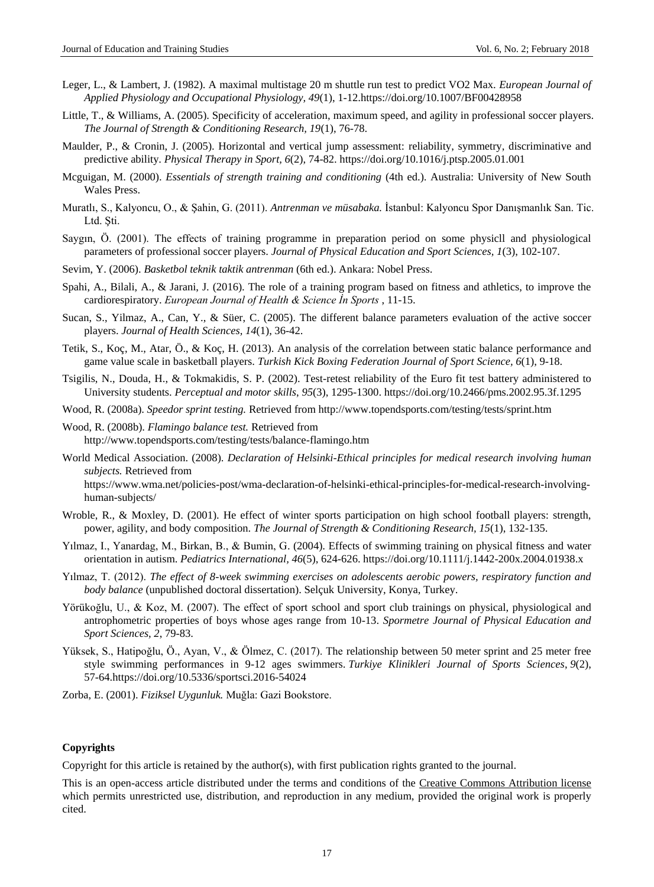Leger, L., & Lambert, J. (1982). A maximal multistage 20 m shuttle run test to predict VO2 Max. *European Journal of Applied Physiology and Occupational Physiology, 49*(1), 1-12.https://doi.org/10.1007/BF00428958

Little, T., & Williams, A. (2005). Specificity of acceleration, maximum speed, and agility in professional soccer players. *The Journal of Strength & Conditioning Research*, *19*(1), 76-78.

Maulder, P., & Cronin, J. (2005). Horizontal and vertical jump assessment: reliability, symmetry, discriminative and predictive ability. *Physical Therapy in Sport*, *6*(2), 74-82. https://doi.org/10.1016/j.ptsp.2005.01.001

Mcguigan, M. (2000). *Essentials of strength training and conditioning* (4th ed.). Australia: University of New South Wales Press.

Muratlı, S., Kalyoncu, O., & Şahin, G. (2011). *Antrenman ve müsabaka.* İstanbul: Kalyoncu Spor Danışmanlık San. Tic. Ltd. Şti.

Saygın, Ö. (2001). The effects of training programme in preparation period on some physicll and physiological parameters of professional soccer players. *Journal of Physical Education and Sport Sciences, 1*(3), 102-107.

Sevim, Y. (2006). *Basketbol teknik taktik antrenman* (6th ed.). Ankara: Nobel Press.

Spahi, A., Bilali, A., & Jarani, J. (2016). The role of a training program based on fitness and athletics, to improve the cardiorespiratory. *European Journal of Health & Science İn Sports* , 11-15.

Sucan, S., Yilmaz, A., Can, Y., & Süer, C. (2005). The different balance parameters evaluation of the active soccer players. *Journal of Health Sciences, 14*(1), 36-42.

Tetik, S., Koç, M., Atar, Ö., & Koç, H. (2013). An analysis of the correlation between static balance performance and game value scale in basketball players. *Turkish Kick Boxing Federation Journal of Sport Science, 6*(1), 9-18.

Tsigilis, N., Douda, H., & Tokmakidis, S. P. (2002). Test-retest reliability of the Euro fit test battery administered to University students. *Perceptual and motor skills, 95*(3), 1295-1300. https://doi.org/10.2466/pms.2002.95.3f.1295

Wood, R. (2008a). *Speedor sprint testing.* Retrieved from http://www.topendsports.com/testing/tests/sprint.htm

Wood, R. (2008b). *Flamingo balance test.* Retrieved from http://www.topendsports.com/testing/tests/balance-flamingo.htm

World Medical Association. (2008). *Declaration of Helsinki-Ethical principles for medical research involving human subjects.* Retrieved from https://www.wma.net/policies-post/wma-declaration-of-helsinki-ethical-principles-for-medical-research-involving-human-subjects/

Wroble, R., & Moxley, D. (2001). He effect of winter sports participation on high school football players: strength, power, agility, and body composition. *The Journal of Strength & Conditioning Research, 15*(1), 132-135.

Yılmaz, I., Yanardag, M., Birkan, B., & Bumin, G. (2004). Effects of swimming training on physical fitness and water orientation in autism. *Pediatrics International, 46*(5), 624-626. https://doi.org/10.1111/j.1442-200x.2004.01938.x

Yılmaz, T. (2012). *The effect of 8-week swimming exercises on adolescents aerobic powers, respiratory function and body balance* (unpublished doctoral dissertation). Selçuk University, Konya, Turkey.

Yörükoğlu, U., & Koz, M. (2007). The effect of sport school and sport club trainings on physical, physiological and antrophometric properties of boys whose ages range from 10-13. *Spormetre Journal of Physical Education and Sport Sciences, 2*, 79-83.

Yüksek, S., Hatipoğlu, Ö., Ayan, V., & Ölmez, C. (2017). The relationship between 50 meter sprint and 25 meter free style swimming performances in 9-12 ages swimmers. *Turkiye Klinikleri Journal of Sports Sciences*, *9*(2), 57-64.https://doi.org/10.5336/sportsci.2016-54024

Zorba, E. (2001). *Fiziksel Uygunluk.* Muğla: Gazi Bookstore.

**Copyrights**

Copyright for this article is retained by the author(s), with first publication rights granted to the journal.

This is an open-access article distributed under the terms and conditions of the Creative Commons Attribution license which permits unrestricted use, distribution, and reproduction in any medium, provided the original work is properly cited.